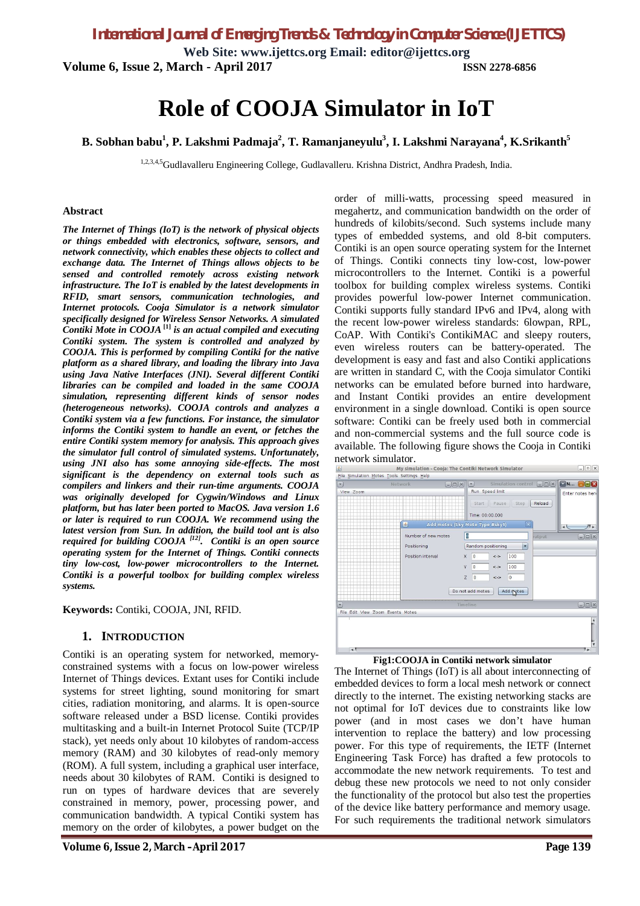# Role of COOJA Simulator in IoT

**B. Sobhan babu[1], P. Lakshmi Padmaja[2], T. Ramanjaneyulu[3], I. Lakshmi Narayana[4], K.Srikanth[5]**

[1,2,3,4,5]Gudlavalleru Engineering College, Gudlavalleru. Krishna District, Andhra Pradesh, India.

## Abstract

***The Internet of Things (IoT) is the network of physical objects or things embedded with electronics, software, sensors, and network connectivity, which enables these objects to collect and exchange data. The Internet of Things allows objects to be sensed and controlled remotely across existing network infrastructure. The IoT is enabled by the latest developments in RFID, smart sensors, communication technologies, and Internet protocols. Cooja Simulator is a network simulator specifically designed for Wireless Sensor Networks. A simulated Contiki Mote in COOJA [1] is an actual compiled and executing Contiki system. The system is controlled and analyzed by COOJA. This is performed by compiling Contiki for the native platform as a shared library, and loading the library into Java using Java Native Interfaces (JNI). Several different Contiki libraries can be compiled and loaded in the same COOJA simulation, representing different kinds of sensor nodes (heterogeneous networks). COOJA controls and analyzes a Contiki system via a few functions. For instance, the simulator informs the Contiki system to handle an event, or fetches the entire Contiki system memory for analysis. This approach gives the simulator full control of simulated systems. Unfortunately, using JNI also has some annoying side-effects. The most significant is the dependency on external tools such as compilers and linkers and their run-time arguments. COOJA was originally developed for Cygwin/Windows and Linux platform, but has later been ported to MacOS. Java version 1.6 or later is required to run COOJA. We recommend using the latest version from Sun. In addition, the build tool ant is also required for building COOJA [12]. Contiki is an open source operating system for the Internet of Things. Contiki connects tiny low-cost, low-power microcontrollers to the Internet. Contiki is a powerful toolbox for building complex wireless systems.***

**Keywords:** Contiki, COOJA, JNI, RFID.

## 1. Introduction

Contiki is an operating system for networked, memory-constrained systems with a focus on low-power wireless Internet of Things devices. Extant uses for Contiki include systems for street lighting, sound monitoring for smart cities, radiation monitoring, and alarms. It is open-source software released under a BSD license. Contiki provides multitasking and a built-in Internet Protocol Suite (TCP/IP stack), yet needs only about 10 kilobytes of random-access memory (RAM) and 30 kilobytes of read-only memory (ROM). A full system, including a graphical user interface, needs about 30 kilobytes of RAM. Contiki is designed to run on types of hardware devices that are severely constrained in memory, power, processing power, and communication bandwidth. A typical Contiki system has memory on the order of kilobytes, a power budget on the order of milli-watts, processing speed measured in megahertz, and communication bandwidth on the order of hundreds of kilobits/second. Such systems include many types of embedded systems, and old 8-bit computers. Contiki is an open source operating system for the Internet of Things. Contiki connects tiny low-cost, low-power microcontrollers to the Internet. Contiki is a powerful toolbox for building complex wireless systems. Contiki provides powerful low-power Internet communication. Contiki supports fully standard IPv6 and IPv4, along with the recent low-power wireless standards: 6lowpan, RPL, CoAP. With Contiki's ContikiMAC and sleepy routers, even wireless routers can be battery-operated. The development is easy and fast and also Contiki applications are written in standard C, with the Cooja simulator Contiki networks can be emulated before burned into hardware, and Instant Contiki provides an entire development environment in a single download. Contiki is open source software: Contiki can be freely used both in commercial and non-commercial systems and the full source code is available. The following figure shows the Cooja in Contiki network simulator.

**Fig1:COOJA in Contiki network simulator**

The Internet of Things (IoT) is all about interconnecting of embedded devices to form a local mesh network or connect directly to the internet. The existing networking stacks are not optimal for IoT devices due to constraints like low power (and in most cases we don't have human intervention to replace the battery) and low processing power. For this type of requirements, the IETF (Internet Engineering Task Force) has drafted a few protocols to accommodate the new network requirements. To test and debug these new protocols we need to not only consider the functionality of the protocol but also test the properties of the device like battery performance and memory usage. For such requirements the traditional network simulators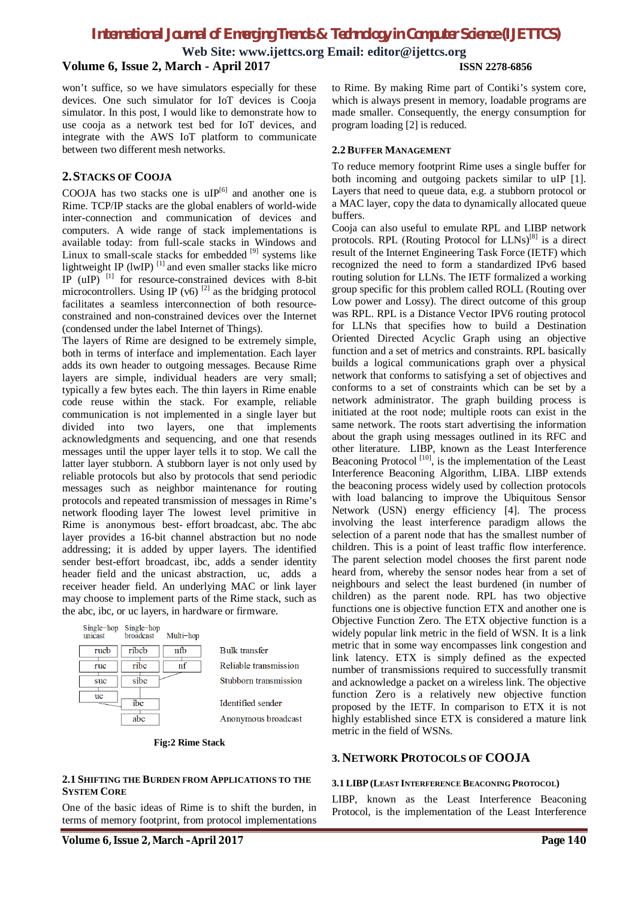won't suffice, so we have simulators especially for these devices. One such simulator for IoT devices is Cooja simulator. In this post, I would like to demonstrate how to use cooja as a network test bed for IoT devices, and integrate with the AWS IoT platform to communicate between two different mesh networks.

## 2. STACKS OF COOJA

COOJA has two stacks one is uIP[6] and another one is Rime. TCP/IP stacks are the global enablers of world-wide inter-connection and communication of devices and computers. A wide range of stack implementations is available today: from full-scale stacks in Windows and Linux to small-scale stacks for embedded [9] systems like lightweight IP (lwIP) [1] and even smaller stacks like micro IP (uIP) [1] for resource-constrained devices with 8-bit microcontrollers. Using IP (v6) [2] as the bridging protocol facilitates a seamless interconnection of both resource-constrained and non-constrained devices over the Internet (condensed under the label Internet of Things).

The layers of Rime are designed to be extremely simple, both in terms of interface and implementation. Each layer adds its own header to outgoing messages. Because Rime layers are simple, individual headers are very small; typically a few bytes each. The thin layers in Rime enable code reuse within the stack. For example, reliable communication is not implemented in a single layer but divided into two layers, one that implements acknowledgments and sequencing, and one that resends messages until the upper layer tells it to stop. We call the latter layer stubborn. A stubborn layer is not only used by reliable protocols but also by protocols that send periodic messages such as neighbor maintenance for routing protocols and repeated transmission of messages in Rime's network flooding layer The lowest level primitive in Rime is anonymous best- effort broadcast, abc. The abc layer provides a 16-bit channel abstraction but no node addressing; it is added by upper layers. The identified sender best-effort broadcast, ibc, adds a sender identity header field and the unicast abstraction, uc, adds a receiver header field. An underlying MAC or link layer may choose to implement parts of the Rime stack, such as the abc, ibc, or uc layers, in hardware or firmware.

| Single–hop unicast | Single–hop broadcast | Multi–hop | |
|---|---|---|---|
| rucb | ribcb | nfb | Bulk transfer |
| ruc | ribc | nf | Reliable transmission |
| suc | sibc | | Stubborn transmission |
| uc | ibc | | Identified sender |
| | abc | | Anonymous broadcast |

Fig:2 Rime Stack

### 2.1 SHIFTING THE BURDEN FROM APPLICATIONS TO THE SYSTEM CORE

One of the basic ideas of Rime is to shift the burden, in terms of memory footprint, from protocol implementations to Rime. By making Rime part of Contiki's system core, which is always present in memory, loadable programs are made smaller. Consequently, the energy consumption for program loading [2] is reduced.

### 2.2 BUFFER MANAGEMENT

To reduce memory footprint Rime uses a single buffer for both incoming and outgoing packets similar to uIP [1]. Layers that need to queue data, e.g. a stubborn protocol or a MAC layer, copy the data to dynamically allocated queue buffers.

Cooja can also useful to emulate RPL and LIBP network protocols. RPL (Routing Protocol for LLNs)[8] is a direct result of the Internet Engineering Task Force (IETF) which recognized the need to form a standardized IPv6 based routing solution for LLNs. The IETF formalized a working group specific for this problem called ROLL (Routing over Low power and Lossy). The direct outcome of this group was RPL. RPL is a Distance Vector IPV6 routing protocol for LLNs that specifies how to build a Destination Oriented Directed Acyclic Graph using an objective function and a set of metrics and constraints. RPL basically builds a logical communications graph over a physical network that conforms to satisfying a set of objectives and conforms to a set of constraints which can be set by a network administrator. The graph building process is initiated at the root node; multiple roots can exist in the same network. The roots start advertising the information about the graph using messages outlined in its RFC and other literature. LIBP, known as the Least Interference Beaconing Protocol [10], is the implementation of the Least Interference Beaconing Algorithm, LIBA. LIBP extends the beaconing process widely used by collection protocols with load balancing to improve the Ubiquitous Sensor Network (USN) energy efficiency [4]. The process involving the least interference paradigm allows the selection of a parent node that has the smallest number of children. This is a point of least traffic flow interference. The parent selection model chooses the first parent node heard from, whereby the sensor nodes hear from a set of neighbours and select the least burdened (in number of children) as the parent node. RPL has two objective functions one is objective function ETX and another one is Objective Function Zero. The ETX objective function is a widely popular link metric in the field of WSN. It is a link metric that in some way encompasses link congestion and link latency. ETX is simply defined as the expected number of transmissions required to successfully transmit and acknowledge a packet on a wireless link. The objective function Zero is a relatively new objective function proposed by the IETF. In comparison to ETX it is not highly established since ETX is considered a mature link metric in the field of WSNs.

## 3. NETWORK PROTOCOLS OF COOJA

### 3.1 LIBP (LEAST INTERFERENCE BEACONING PROTOCOL)

LIBP, known as the Least Interference Beaconing Protocol, is the implementation of the Least Interference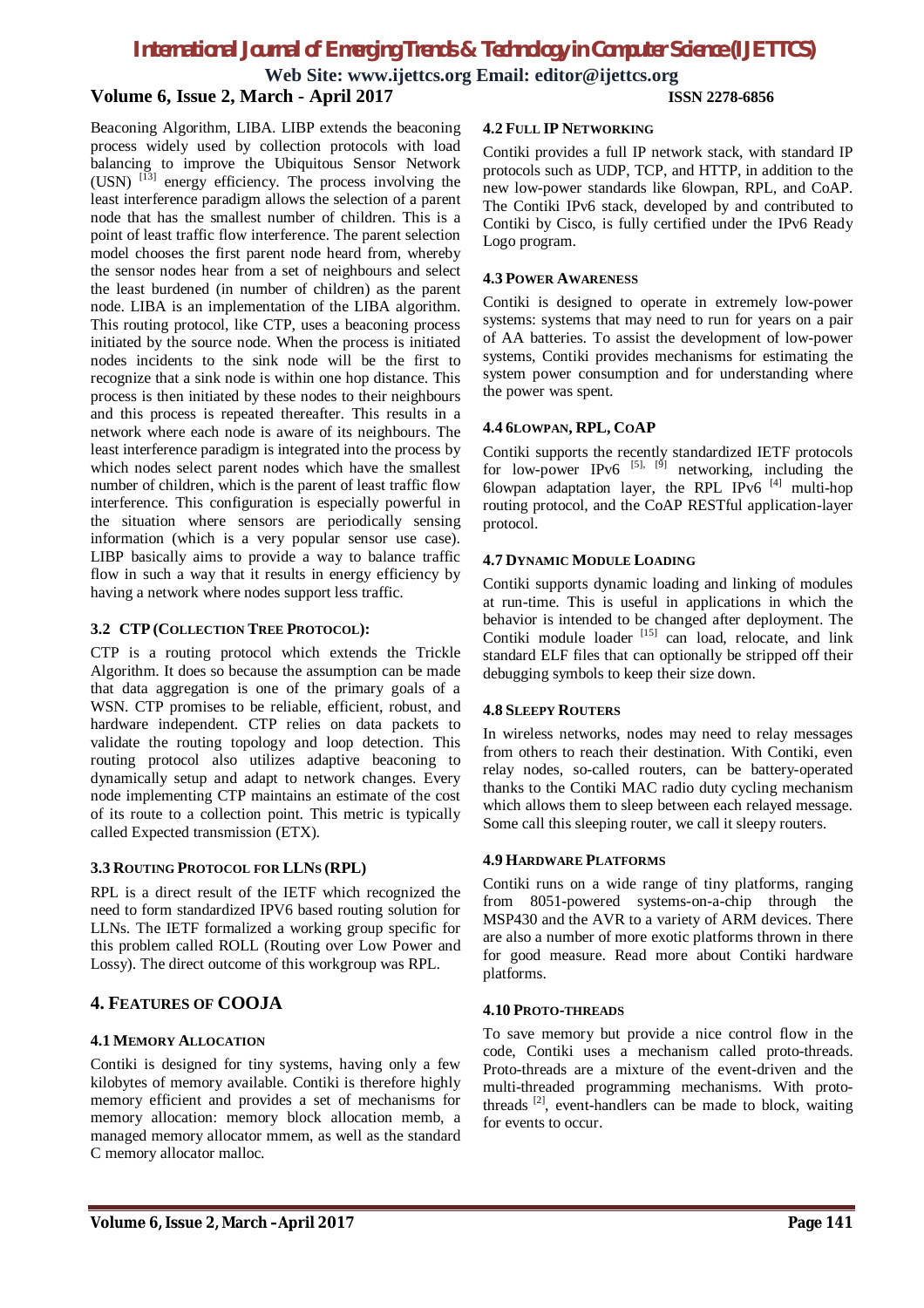Beaconing Algorithm, LIBA. LIBP extends the beaconing process widely used by collection protocols with load balancing to improve the Ubiquitous Sensor Network (USN) [13] energy efficiency. The process involving the least interference paradigm allows the selection of a parent node that has the smallest number of children. This is a point of least traffic flow interference. The parent selection model chooses the first parent node heard from, whereby the sensor nodes hear from a set of neighbours and select the least burdened (in number of children) as the parent node. LIBA is an implementation of the LIBA algorithm. This routing protocol, like CTP, uses a beaconing process initiated by the source node. When the process is initiated nodes incidents to the sink node will be the first to recognize that a sink node is within one hop distance. This process is then initiated by these nodes to their neighbours and this process is repeated thereafter. This results in a network where each node is aware of its neighbours. The least interference paradigm is integrated into the process by which nodes select parent nodes which have the smallest number of children, which is the parent of least traffic flow interference. This configuration is especially powerful in the situation where sensors are periodically sensing information (which is a very popular sensor use case). LIBP basically aims to provide a way to balance traffic flow in such a way that it results in energy efficiency by having a network where nodes support less traffic.

### 3.2 CTP (Collection Tree Protocol):

CTP is a routing protocol which extends the Trickle Algorithm. It does so because the assumption can be made that data aggregation is one of the primary goals of a WSN. CTP promises to be reliable, efficient, robust, and hardware independent. CTP relies on data packets to validate the routing topology and loop detection. This routing protocol also utilizes adaptive beaconing to dynamically setup and adapt to network changes. Every node implementing CTP maintains an estimate of the cost of its route to a collection point. This metric is typically called Expected transmission (ETX).

### 3.3 Routing Protocol for LLNs (RPL)

RPL is a direct result of the IETF which recognized the need to form standardized IPV6 based routing solution for LLNs. The IETF formalized a working group specific for this problem called ROLL (Routing over Low Power and Lossy). The direct outcome of this workgroup was RPL.

## 4. Features of COOJA

### 4.1 Memory Allocation

Contiki is designed for tiny systems, having only a few kilobytes of memory available. Contiki is therefore highly memory efficient and provides a set of mechanisms for memory allocation: memory block allocation memb, a managed memory allocator mmem, as well as the standard C memory allocator malloc.

### 4.2 Full IP Networking

Contiki provides a full IP network stack, with standard IP protocols such as UDP, TCP, and HTTP, in addition to the new low-power standards like 6lowpan, RPL, and CoAP. The Contiki IPv6 stack, developed by and contributed to Contiki by Cisco, is fully certified under the IPv6 Ready Logo program.

### 4.3 Power Awareness

Contiki is designed to operate in extremely low-power systems: systems that may need to run for years on a pair of AA batteries. To assist the development of low-power systems, Contiki provides mechanisms for estimating the system power consumption and for understanding where the power was spent.

### 4.4 6lowpan, RPL, CoAP

Contiki supports the recently standardized IETF protocols for low-power IPv6 [5], [9] networking, including the 6lowpan adaptation layer, the RPL IPv6 [4] multi-hop routing protocol, and the CoAP RESTful application-layer protocol.

### 4.7 Dynamic Module Loading

Contiki supports dynamic loading and linking of modules at run-time. This is useful in applications in which the behavior is intended to be changed after deployment. The Contiki module loader [15] can load, relocate, and link standard ELF files that can optionally be stripped off their debugging symbols to keep their size down.

### 4.8 Sleepy Routers

In wireless networks, nodes may need to relay messages from others to reach their destination. With Contiki, even relay nodes, so-called routers, can be battery-operated thanks to the Contiki MAC radio duty cycling mechanism which allows them to sleep between each relayed message. Some call this sleeping router, we call it sleepy routers.

### 4.9 Hardware Platforms

Contiki runs on a wide range of tiny platforms, ranging from 8051-powered systems-on-a-chip through the MSP430 and the AVR to a variety of ARM devices. There are also a number of more exotic platforms thrown in there for good measure. Read more about Contiki hardware platforms.

### 4.10 Proto-threads

To save memory but provide a nice control flow in the code, Contiki uses a mechanism called proto-threads. Proto-threads are a mixture of the event-driven and the multi-threaded programming mechanisms. With proto-threads [2], event-handlers can be made to block, waiting for events to occur.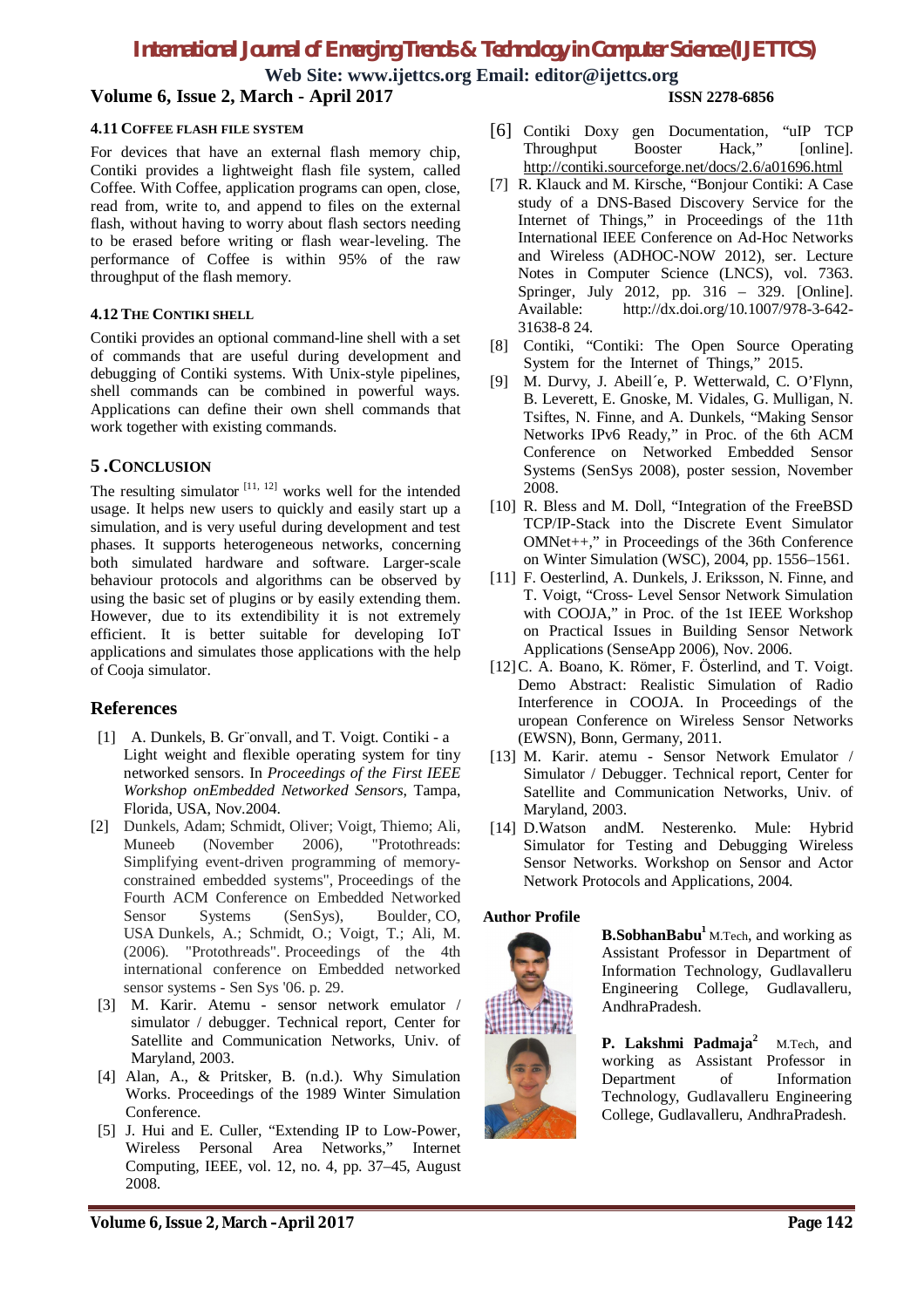### 4.11 Coffee flash file system

For devices that have an external flash memory chip, Contiki provides a lightweight flash file system, called Coffee. With Coffee, application programs can open, close, read from, write to, and append to files on the external flash, without having to worry about flash sectors needing to be erased before writing or flash wear-leveling. The performance of Coffee is within 95% of the raw throughput of the flash memory.

### 4.12 The Contiki shell

Contiki provides an optional command-line shell with a set of commands that are useful during development and debugging of Contiki systems. With Unix-style pipelines, shell commands can be combined in powerful ways. Applications can define their own shell commands that work together with existing commands.

## 5 .Conclusion

The resulting simulator [11, 12] works well for the intended usage. It helps new users to quickly and easily start up a simulation, and is very useful during development and test phases. It supports heterogeneous networks, concerning both simulated hardware and software. Larger-scale behaviour protocols and algorithms can be observed by using the basic set of plugins or by easily extending them. However, due to its extendibility it is not extremely efficient. It is better suitable for developing IoT applications and simulates those applications with the help of Cooja simulator.

## References

[1] A. Dunkels, B. Gr¨onvall, and T. Voigt. Contiki - a Light weight and flexible operating system for tiny networked sensors. In *Proceedings of the First IEEE Workshop onEmbedded Networked Sensors*, Tampa, Florida, USA, Nov.2004.

[2] Dunkels, Adam; Schmidt, Oliver; Voigt, Thiemo; Ali, Muneeb (November 2006), "Protothreads: Simplifying event-driven programming of memory-constrained embedded systems", Proceedings of the Fourth ACM Conference on Embedded Networked Sensor Systems (SenSys), Boulder, CO, USA Dunkels, A.; Schmidt, O.; Voigt, T.; Ali, M. (2006). "Protothreads". Proceedings of the 4th international conference on Embedded networked sensor systems - Sen Sys '06. p. 29.

[3] M. Karir. Atemu - sensor network emulator / simulator / debugger. Technical report, Center for Satellite and Communication Networks, Univ. of Maryland, 2003.

[4] Alan, A., & Pritsker, B. (n.d.). Why Simulation Works. Proceedings of the 1989 Winter Simulation Conference.

[5] J. Hui and E. Culler, "Extending IP to Low-Power, Wireless Personal Area Networks," Internet Computing, IEEE, vol. 12, no. 4, pp. 37–45, August 2008.

[6] Contiki Doxy gen Documentation, "uIP TCP Throughput Booster Hack," [online]. http://contiki.sourceforge.net/docs/2.6/a01696.html

[7] R. Klauck and M. Kirsche, "Bonjour Contiki: A Case study of a DNS-Based Discovery Service for the Internet of Things," in Proceedings of the 11th International IEEE Conference on Ad-Hoc Networks and Wireless (ADHOC-NOW 2012), ser. Lecture Notes in Computer Science (LNCS), vol. 7363. Springer, July 2012, pp. 316 – 329. [Online]. Available: http://dx.doi.org/10.1007/978-3-642-31638-8 24.

[8] Contiki, "Contiki: The Open Source Operating System for the Internet of Things," 2015.

[9] M. Durvy, J. Abeill´e, P. Wetterwald, C. O'Flynn, B. Leverett, E. Gnoske, M. Vidales, G. Mulligan, N. Tsiftes, N. Finne, and A. Dunkels, "Making Sensor Networks IPv6 Ready," in Proc. of the 6th ACM Conference on Networked Embedded Sensor Systems (SenSys 2008), poster session, November 2008.

[10] R. Bless and M. Doll, "Integration of the FreeBSD TCP/IP-Stack into the Discrete Event Simulator OMNet++," in Proceedings of the 36th Conference on Winter Simulation (WSC), 2004, pp. 1556–1561.

[11] F. Oesterlind, A. Dunkels, J. Eriksson, N. Finne, and T. Voigt, "Cross- Level Sensor Network Simulation with COOJA," in Proc. of the 1st IEEE Workshop on Practical Issues in Building Sensor Network Applications (SenseApp 2006), Nov. 2006.

[12] C. A. Boano, K. Römer, F. Österlind, and T. Voigt. Demo Abstract: Realistic Simulation of Radio Interference in COOJA. In Proceedings of the uropean Conference on Wireless Sensor Networks (EWSN), Bonn, Germany, 2011.

[13] M. Karir. atemu - Sensor Network Emulator / Simulator / Debugger. Technical report, Center for Satellite and Communication Networks, Univ. of Maryland, 2003.

[14] D.Watson andM. Nesterenko. Mule: Hybrid Simulator for Testing and Debugging Wireless Sensor Networks. Workshop on Sensor and Actor Network Protocols and Applications, 2004.

**Author Profile**

**B.SobhanBabu**[1] M.Tech, and working as Assistant Professor in Department of Information Technology, Gudlavalleru Engineering College, Gudlavalleru, AndhraPradesh.

**P. Lakshmi Padmaja**[2] M.Tech, and working as Assistant Professor in Department of Information Technology, Gudlavalleru Engineering College, Gudlavalleru, AndhraPradesh.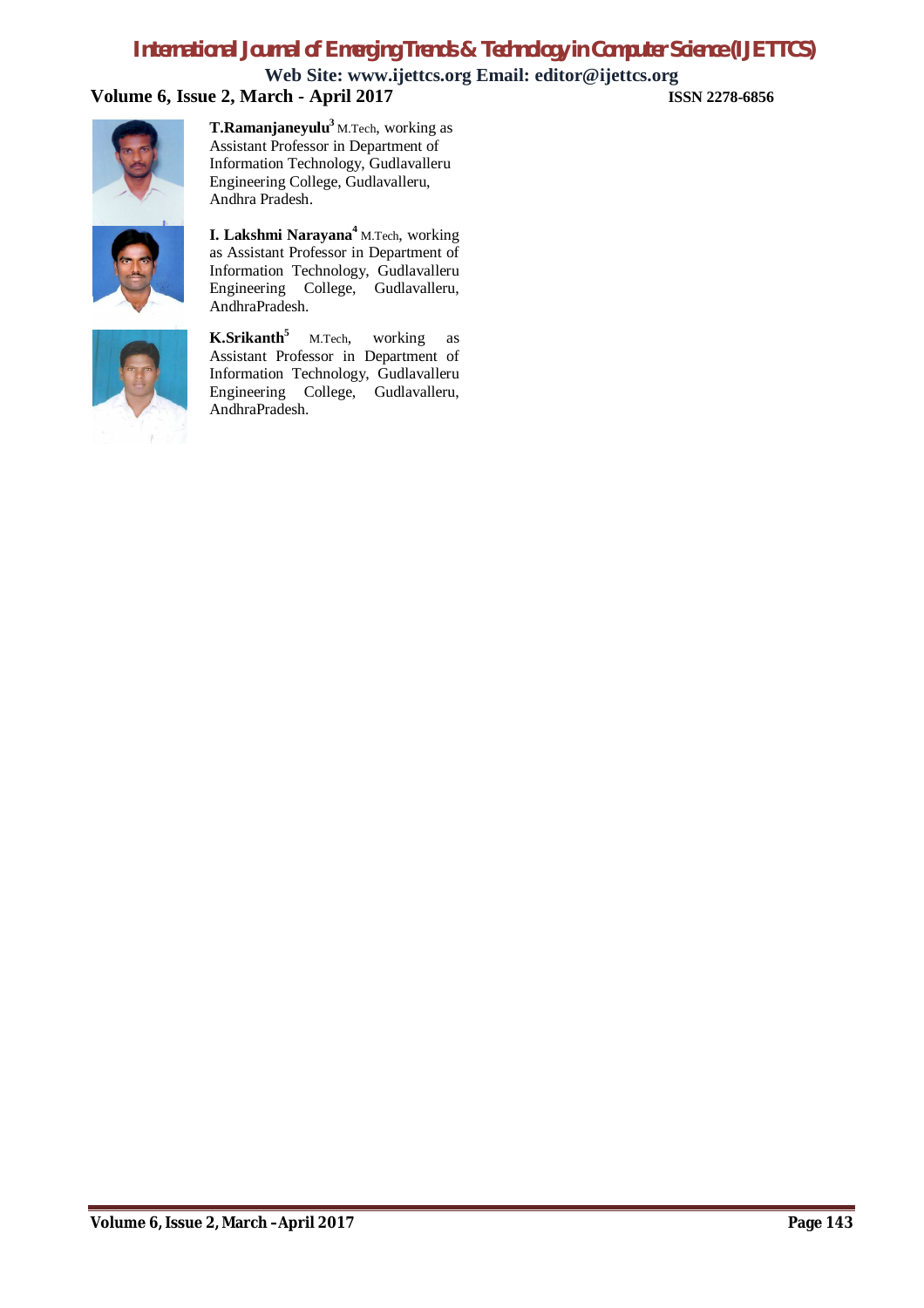**T.Ramanjaneyulu**[3] M.Tech, working as Assistant Professor in Department of Information Technology, Gudlavalleru Engineering College, Gudlavalleru, Andhra Pradesh.

**I. Lakshmi Narayana**[4] M.Tech, working as Assistant Professor in Department of Information Technology, Gudlavalleru Engineering College, Gudlavalleru, AndhraPradesh.

**K.Srikanth**[5] M.Tech, working as Assistant Professor in Department of Information Technology, Gudlavalleru Engineering College, Gudlavalleru, AndhraPradesh.